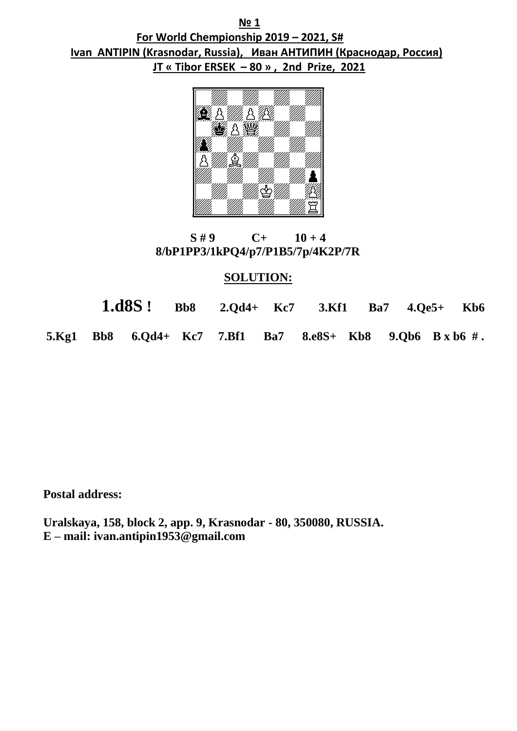**№ 1**

**For World Chempionship 2019 – 2021, S#**

**Ivan ANTIPIN (Krasnodar, Russia), Иван АНТИПИН (Краснодар, Россия)**

**JT « Tibor ERSEK – 80 » , 2nd Prize, 2021**

**S # 9 C+ 10 + 4**

**8/bP1PP3/1kPQ4/p7/P1B5/7p/4K2P/7R**

**SOLUTION:**

**1.d8S ! Bb8 2.Qd4+ Kc7 3.Kf1 Ba7 4.Qe5+ Kb6**

**5.Kg1 Bb8 6.Qd4+ Kc7 7.Bf1 Ba7 8.e8S+ Kb8 9.Qb6 B x b6 # .**

**Postal address:**

**Uralskaya, 158, block 2, app. 9, Krasnodar - 80, 350080, RUSSIA.**
**E – mail: ivan.antipin1953@gmail.com**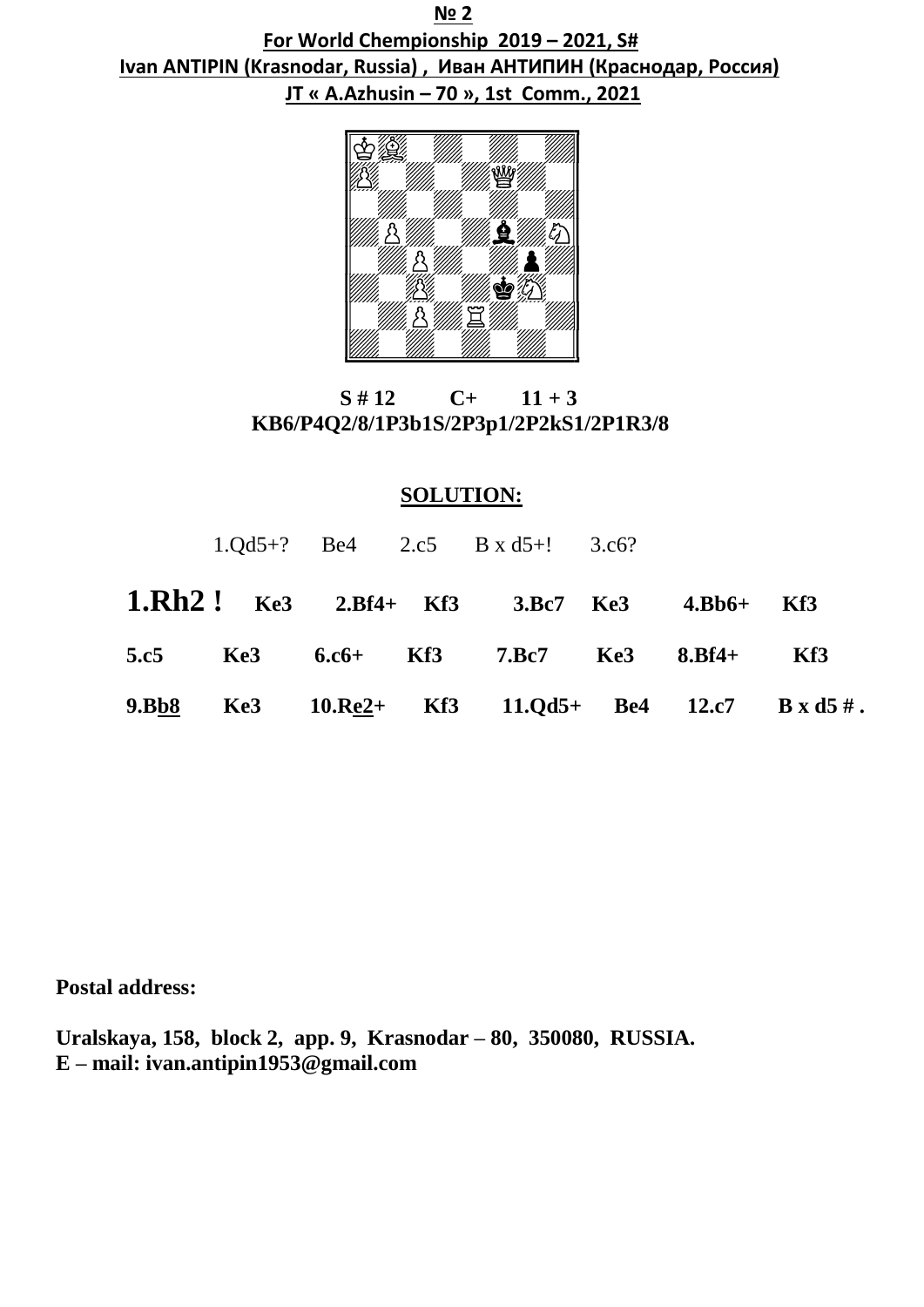**№ 2**

**For World Championship 2019 – 2021, S#**

**Ivan ANTIPIN (Krasnodar, Russia) , Иван АНТИПИН (Краснодар, Россия)**

**JT « A.Azhusin – 70 », 1st Comm., 2021**

**S # 12 C+ 11 + 3**

**KB6/P4Q2/8/1P3b1S/2P3p1/2P2kS1/2P1R3/8**

**SOLUTION:**

1.Qd5+? Be4 2.c5 B x d5+! 3.c6?

**1.Rh2 ! Ke3 2.Bf4+ Kf3 3.Bc7 Ke3 4.Bb6+ Kf3**

**5.c5 Ke3 6.c6+ Kf3 7.Bc7 Ke3 8.Bf4+ Kf3**

**9.Bb8 Ke3 10.Re2+ Kf3 11.Qd5+ Be4 12.c7 B x d5 # .**

**Postal address:**

**Uralskaya, 158, block 2, app. 9, Krasnodar – 80, 350080, RUSSIA.**
**E – mail: ivan.antipin1953@gmail.com**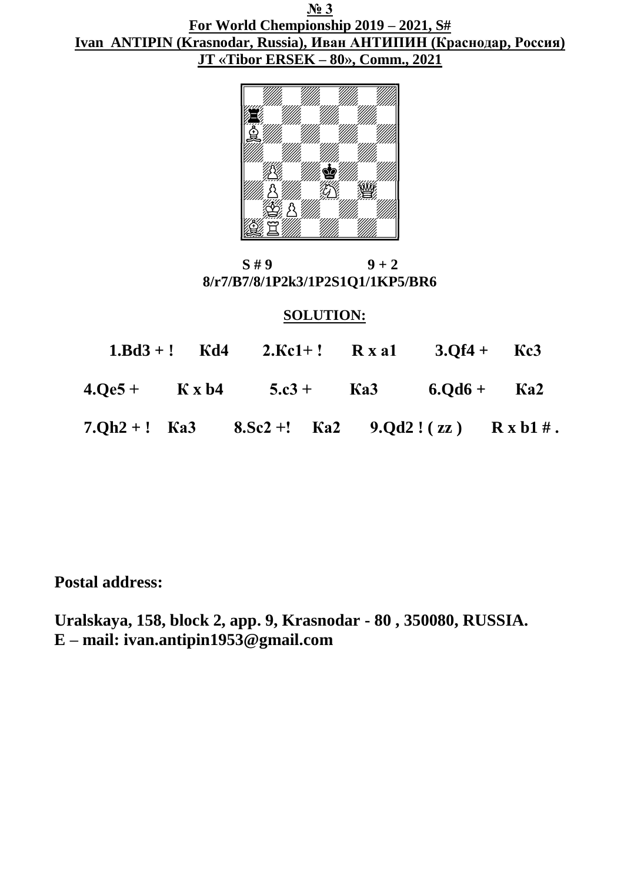**№ 3**

**For World Chempionship 2019 – 2021, S#**

**Ivan ANTIPIN (Krasnodar, Russia), Иван АНТИПИН (Краснодар, Россия)**

**JT «Tibor ERSEK – 80», Comm., 2021**

**S # 9          9 + 2**

**8/r7/B7/8/1P2k3/1P2S1Q1/1KP5/BR6**

**SOLUTION:**

**1.Bd3 + !  Kd4  2.Kc1+ !  R x a1  3.Qf4 +  Kc3**

**4.Qe5 +  K x b4  5.c3 +  Ka3  6.Qd6 +  Ka2**

**7.Qh2 + !  Ka3  8.Sc2 +!  Ka2  9.Qd2 ! ( zz )  R x b1 # .**

**Postal address:**

**Uralskaya, 158, block 2, app. 9, Krasnodar - 80 , 350080, RUSSIA.**
**E – mail: ivan.antipin1953@gmail.com**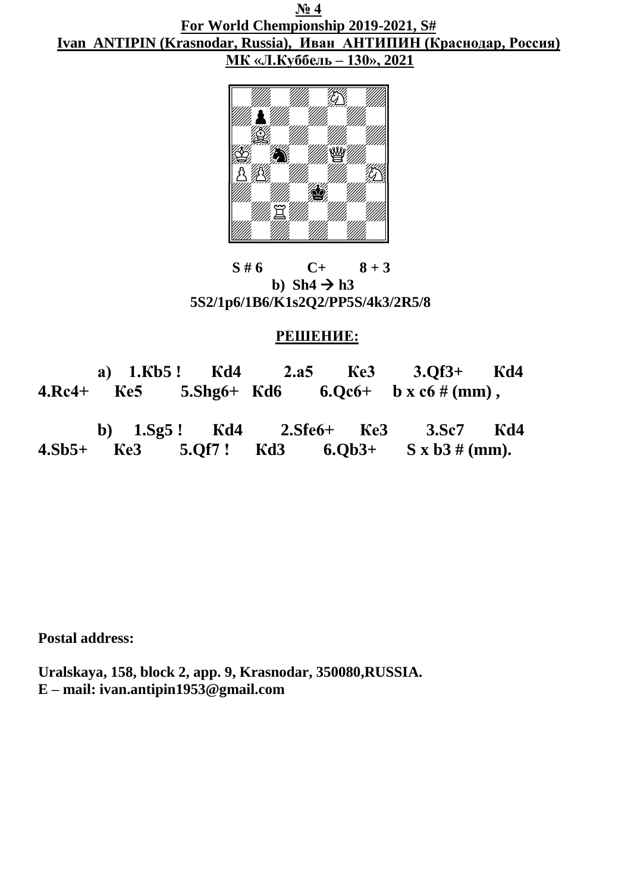**№ 4**

**For World Chempionship 2019-2021, S#**

**Ivan ANTIPIN (Krasnodar, Russia), Иван АНТИПИН (Краснодар, Россия)**

**МК «Л.Куббель – 130», 2021**

**S # 6 C+ 8 + 3**

**b) Sh4 → h3**

**5S2/1p6/1B6/K1s2Q2/PP5S/4k3/2R5/8**

**РЕШЕНИЕ:**

**a) 1.Kb5 ! Kd4 2.a5 Ke3 3.Qf3+ Kd4 4.Rc4+ Ke5 5.Shg6+ Kd6 6.Qc6+ b x c6 # (mm) ,**

**b) 1.Sg5 ! Kd4 2.Sfe6+ Ke3 3.Sc7 Kd4 4.Sb5+ Ke3 5.Qf7 ! Kd3 6.Qb3+ S x b3 # (mm).**

**Postal address:**

**Uralskaya, 158, block 2, app. 9, Krasnodar, 350080,RUSSIA.**

**E – mail: ivan.antipin1953@gmail.com**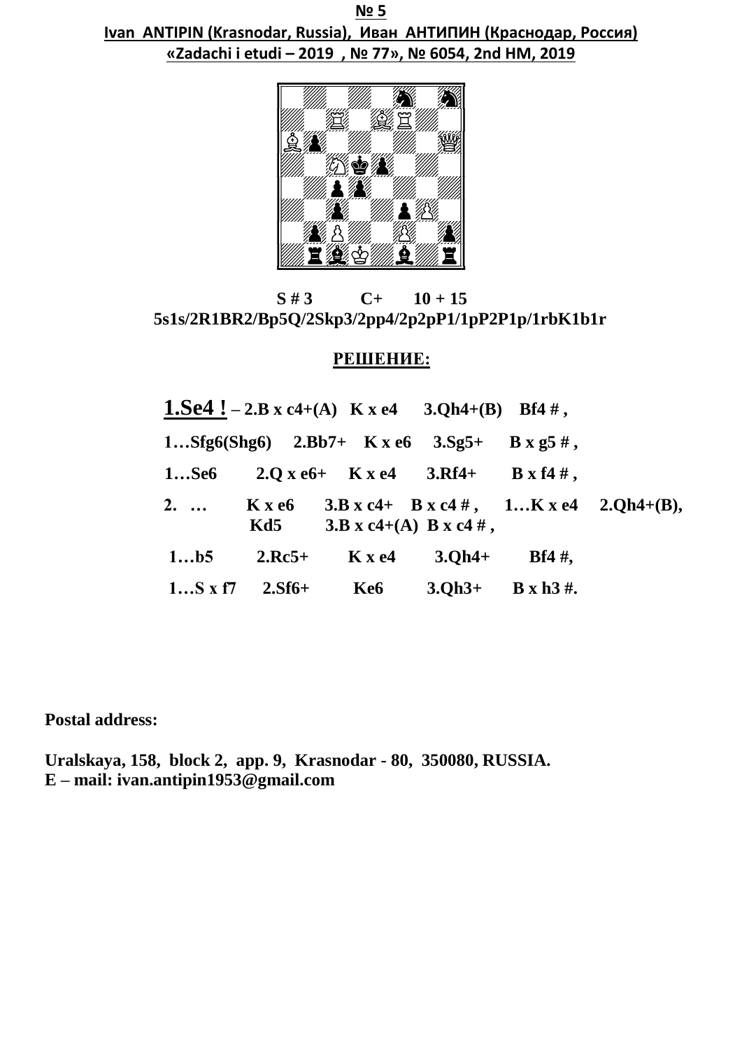**№ 5**

**Ivan ANTIPIN (Krasnodar, Russia), Иван АНТИПИН (Краснодар, Россия)**

**«Zadachi i etudi – 2019 , № 77», № 6054, 2nd HM, 2019**

**S # 3 C+ 10 + 15**

**5s1s/2R1BR2/Bp5Q/2Skp3/2pp4/2p2pP1/1pP2P1p/1rbK1b1r**

**РЕШЕНИЕ:**

**1.Se4 !** – 2.B x c4+(A) K x e4 3.Qh4+(B) Bf4 # ,

1…Sfg6(Shg6) 2.Bb7+ K x e6 3.Sg5+ B x g5 # ,

1…Se6 2.Q x e6+ K x e4 3.Rf4+ B x f4 # ,

2. … K x e6 3.B x c4+ B x c4 # , 1…K x e4 2.Qh4+(B),
Kd5 3.B x c4+(A) B x c4 # ,

1…b5 2.Rc5+ K x e4 3.Qh4+ Bf4 #,

1…S x f7 2.Sf6+ Ke6 3.Qh3+ B x h3 #.

**Postal address:**

**Uralskaya, 158, block 2, app. 9, Krasnodar - 80, 350080, RUSSIA.**
**E – mail: ivan.antipin1953@gmail.com**